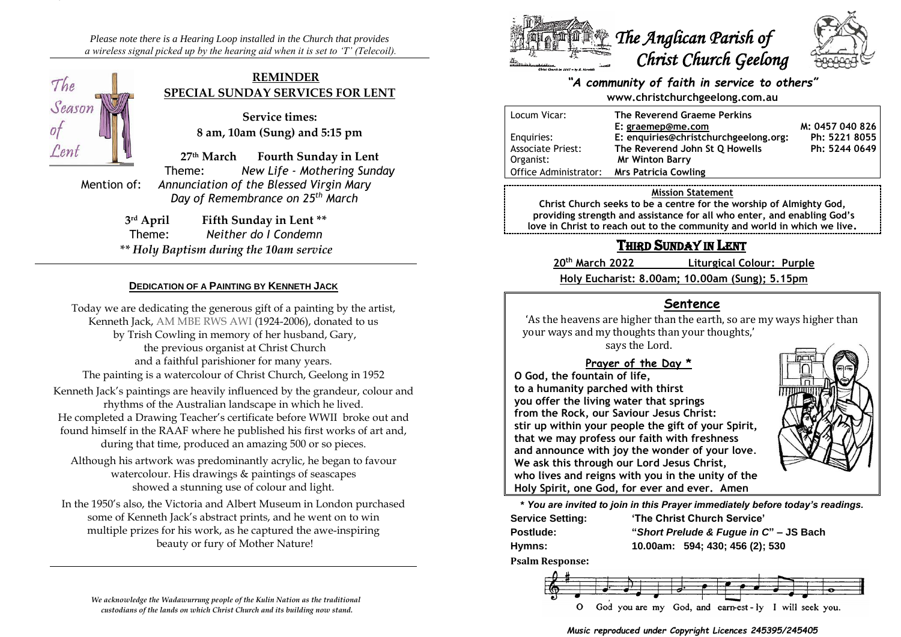*Please note there is a Hearing Loop installed in the Church that provides a wireless signal picked up by the hearing aid when it is set to 'T' (Telecoil).*

The Season of Lent

## REMINDER
## SPECIAL SUNDAY SERVICES FOR LENT

**Service times:**
**8 am, 10am (Sung) and 5:15 pm**

**27th March Fourth Sunday in Lent**
Theme: *New Life - Mothering Sunday*
Mention of: *Annunciation of the Blessed Virgin Mary*
*Day of Remembrance on 25th March*

**3rd April Fifth Sunday in Lent \*\***
Theme: *Neither do I Condemn*
*\*\* Holy Baptism during the 10am service*

---

### DEDICATION OF A PAINTING BY KENNETH JACK

Today we are dedicating the generous gift of a painting by the artist, Kenneth Jack, AM MBE RWS AWI (1924-2006), donated to us by Trish Cowling in memory of her husband, Gary, the previous organist at Christ Church and a faithful parishioner for many years.
The painting is a watercolour of Christ Church, Geelong in 1952

Kenneth Jack's paintings are heavily influenced by the grandeur, colour and rhythms of the Australian landscape in which he lived.
He completed a Drawing Teacher's certificate before WWII broke out and found himself in the RAAF where he published his first works of art and, during that time, produced an amazing 500 or so pieces.

Although his artwork was predominantly acrylic, he began to favour watercolour. His drawings & paintings of seascapes showed a stunning use of colour and light.

In the 1950's also, the Victoria and Albert Museum in London purchased some of Kenneth Jack's abstract prints, and he went on to win multiple prizes for his work, as he captured the awe-inspiring beauty or fury of Mother Nature!

---

*We acknowledge the Wadawurrung people of the Kulin Nation as the traditional custodians of the lands on which Christ Church and its building now stand.*

# The Anglican Parish of Christ Church Geelong

***"A community of faith in service to others"***

**www.christchurchgeelong.com.au**

| | | |
|---|---|---|
| Locum Vicar: | **The Reverend Graeme Perkins** | |
| | **E: graemep@me.com** | **M: 0457 040 826** |
| Enquiries: | **E: enquiries@christchurchgeelong.org:** | **Ph: 5221 8055** |
| Associate Priest: | **The Reverend John St Q Howells** | **Ph: 5244 0649** |
| Organist: | **Mr Winton Barry** | |
| Office Administrator: | **Mrs Patricia Cowling** | |

**Mission Statement**
**Christ Church seeks to be a centre for the worship of Almighty God, providing strength and assistance for all who enter, and enabling God's love in Christ to reach out to the community and world in which we live.**

## THIRD SUNDAY IN LENT

**20th March 2022 Liturgical Colour: Purple**

**Holy Eucharist: 8.00am; 10.00am (Sung); 5.15pm**

### Sentence

'As the heavens are higher than the earth, so are my ways higher than your ways and my thoughts than your thoughts,'
says the Lord.

**Prayer of the Day \***

**O God, the fountain of life,
to a humanity parched with thirst
you offer the living water that springs
from the Rock, our Saviour Jesus Christ:
stir up within your people the gift of your Spirit,
that we may profess our faith with freshness
and announce with joy the wonder of your love.
We ask this through our Lord Jesus Christ,
who lives and reigns with you in the unity of the
Holy Spirit, one God, for ever and ever. Amen**

***\* You are invited to join in this Prayer immediately before today's readings.***

| | |
|---|---|
| **Service Setting:** | **'The Christ Church Service'** |
| **Postlude:** | **"*Short Prelude & Fugue in C*" – JS Bach** |
| **Hymns:** | **10.00am: 594; 430; 456 (2); 530** |

**Psalm Response:**

O God you are my God, and earn-est-ly I will seek you.

***Music reproduced under Copyright Licences 245395/245405***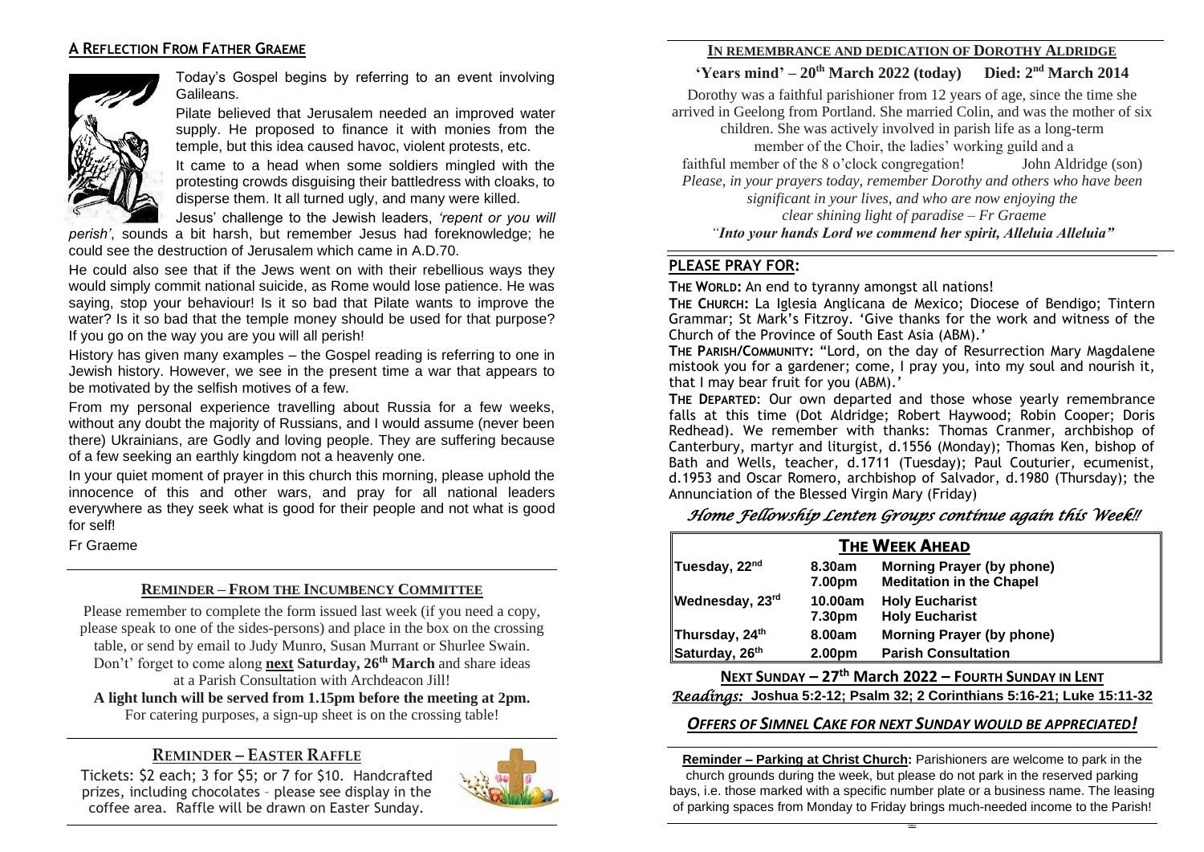## A Reflection From Father Graeme

Today's Gospel begins by referring to an event involving Galileans.

Pilate believed that Jerusalem needed an improved water supply. He proposed to finance it with monies from the temple, but this idea caused havoc, violent protests, etc.

It came to a head when some soldiers mingled with the protesting crowds disguising their battledress with cloaks, to disperse them. It all turned ugly, and many were killed.

Jesus' challenge to the Jewish leaders, *'repent or you will perish'*, sounds a bit harsh, but remember Jesus had foreknowledge; he could see the destruction of Jerusalem which came in A.D.70.

He could also see that if the Jews went on with their rebellious ways they would simply commit national suicide, as Rome would lose patience. He was saying, stop your behaviour! Is it so bad that Pilate wants to improve the water? Is it so bad that the temple money should be used for that purpose? If you go on the way you are you will all perish!

History has given many examples – the Gospel reading is referring to one in Jewish history. However, we see in the present time a war that appears to be motivated by the selfish motives of a few.

From my personal experience travelling about Russia for a few weeks, without any doubt the majority of Russians, and I would assume (never been there) Ukrainians, are Godly and loving people. They are suffering because of a few seeking an earthly kingdom not a heavenly one.

In your quiet moment of prayer in this church this morning, please uphold the innocence of this and other wars, and pray for all national leaders everywhere as they seek what is good for their people and not what is good for self!

Fr Graeme

## Reminder – From the Incumbency Committee

Please remember to complete the form issued last week (if you need a copy, please speak to one of the sides-persons) and place in the box on the crossing table, or send by email to Judy Munro, Susan Murrant or Shurlee Swain. Don't' forget to come along **next Saturday, 26th March** and share ideas at a Parish Consultation with Archdeacon Jill!

**A light lunch will be served from 1.15pm before the meeting at 2pm.**
For catering purposes, a sign-up sheet is on the crossing table!

## Reminder – Easter Raffle

Tickets: $2 each; 3 for $5; or 7 for $10. Handcrafted prizes, including chocolates - please see display in the coffee area. Raffle will be drawn on Easter Sunday.

## In Remembrance and Dedication of Dorothy Aldridge

**'Years mind' – 20th March 2022 (today) Died: 2nd March 2014**

Dorothy was a faithful parishioner from 12 years of age, since the time she arrived in Geelong from Portland. She married Colin, and was the mother of six children. She was actively involved in parish life as a long-term member of the Choir, the ladies' working guild and a faithful member of the 8 o'clock congregation! John Aldridge (son)

*Please, in your prayers today, remember Dorothy and others who have been significant in your lives, and who are now enjoying the clear shining light of paradise – Fr Graeme*

***"Into your hands Lord we commend her spirit, Alleluia Alleluia"***

## Please Pray For:

**The World:** An end to tyranny amongst all nations!

**The Church:** La Iglesia Anglicana de Mexico; Diocese of Bendigo; Tintern Grammar; St Mark's Fitzroy. 'Give thanks for the work and witness of the Church of the Province of South East Asia (ABM).'

**The Parish/Community:** "Lord, on the day of Resurrection Mary Magdalene mistook you for a gardener; come, I pray you, into my soul and nourish it, that I may bear fruit for you (ABM).'

**The Departed**: Our own departed and those whose yearly remembrance falls at this time (Dot Aldridge; Robert Haywood; Robin Cooper; Doris Redhead). We remember with thanks: Thomas Cranmer, archbishop of Canterbury, martyr and liturgist, d.1556 (Monday); Thomas Ken, bishop of Bath and Wells, teacher, d.1711 (Tuesday); Paul Couturier, ecumenist, d.1953 and Oscar Romero, archbishop of Salvador, d.1980 (Thursday); the Annunciation of the Blessed Virgin Mary (Friday)

*Home Fellowship Lenten Groups continue again this Week!!*

## The Week Ahead

| | | |
|---|---|---|
| Tuesday, 22nd | 8.30am<br>7.00pm | **Morning Prayer (by phone)**<br>**Meditation in the Chapel** |
| Wednesday, 23rd | 10.00am<br>7.30pm | **Holy Eucharist**<br>**Holy Eucharist** |
| Thursday, 24th | 8.00am | **Morning Prayer (by phone)** |
| Saturday, 26th | 2.00pm | **Parish Consultation** |

**Next Sunday – 27th March 2022 – Fourth Sunday in Lent**

*Readings:* **Joshua 5:2-12; Psalm 32; 2 Corinthians 5:16-21; Luke 15:11-32**

***Offers of Simnel Cake for next Sunday would be appreciated!***

**Reminder – Parking at Christ Church:** Parishioners are welcome to park in the church grounds during the week, but please do not park in the reserved parking bays, i.e. those marked with a specific number plate or a business name. The leasing of parking spaces from Monday to Friday brings much-needed income to the Parish!